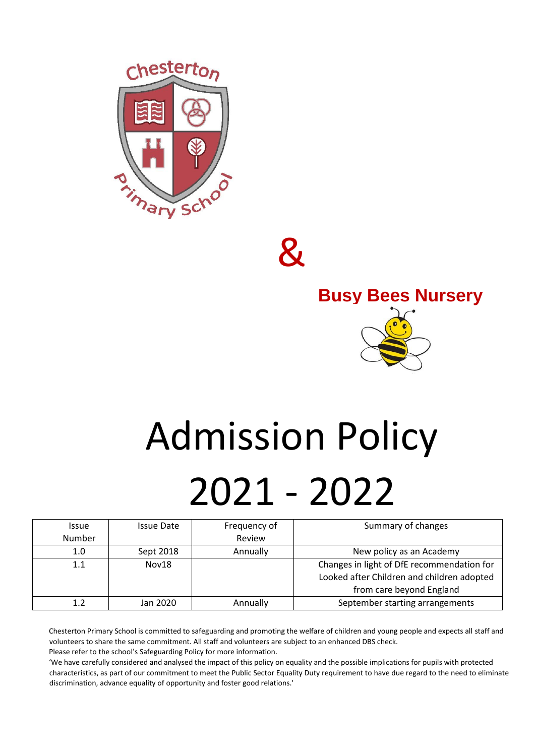Chesterton Primary School

&

**Busy Bees Nursery**

# Admission Policy 2021 - 2022

| Issue Number | Issue Date | Frequency of Review | Summary of changes |
|---|---|---|---|
| 1.0 | Sept 2018 | Annually | New policy as an Academy |
| 1.1 | Nov18 | | Changes in light of DfE recommendation for Looked after Children and children adopted from care beyond England |
| 1.2 | Jan 2020 | Annually | September starting arrangements |

Chesterton Primary School is committed to safeguarding and promoting the welfare of children and young people and expects all staff and volunteers to share the same commitment. All staff and volunteers are subject to an enhanced DBS check.
Please refer to the school's Safeguarding Policy for more information.

'We have carefully considered and analysed the impact of this policy on equality and the possible implications for pupils with protected characteristics, as part of our commitment to meet the Public Sector Equality Duty requirement to have due regard to the need to eliminate discrimination, advance equality of opportunity and foster good relations.'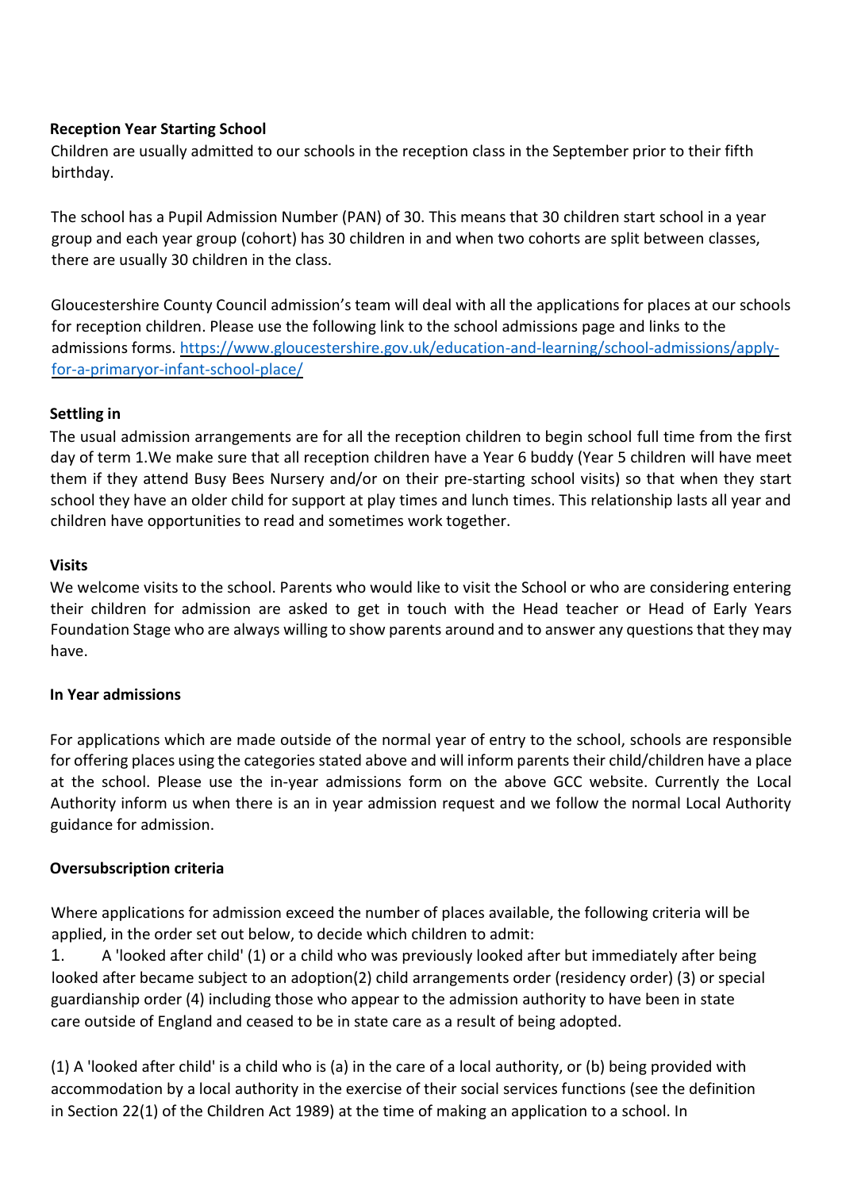**Reception Year Starting School**

Children are usually admitted to our schools in the reception class in the September prior to their fifth birthday.

The school has a Pupil Admission Number (PAN) of 30. This means that 30 children start school in a year group and each year group (cohort) has 30 children in and when two cohorts are split between classes, there are usually 30 children in the class.

Gloucestershire County Council admission's team will deal with all the applications for places at our schools for reception children. Please use the following link to the school admissions page and links to the admissions forms. [https://www.gloucestershire.gov.uk/education-and-learning/school-admissions/apply-for-a-primaryor-infant-school-place/](https://www.gloucestershire.gov.uk/education-and-learning/school-admissions/apply-for-a-primaryor-infant-school-place/)

**Settling in**

The usual admission arrangements are for all the reception children to begin school full time from the first day of term 1.We make sure that all reception children have a Year 6 buddy (Year 5 children will have meet them if they attend Busy Bees Nursery and/or on their pre-starting school visits) so that when they start school they have an older child for support at play times and lunch times. This relationship lasts all year and children have opportunities to read and sometimes work together.

**Visits**

We welcome visits to the school. Parents who would like to visit the School or who are considering entering their children for admission are asked to get in touch with the Head teacher or Head of Early Years Foundation Stage who are always willing to show parents around and to answer any questions that they may have.

**In Year admissions**

For applications which are made outside of the normal year of entry to the school, schools are responsible for offering places using the categories stated above and will inform parents their child/children have a place at the school. Please use the in-year admissions form on the above GCC website. Currently the Local Authority inform us when there is an in year admission request and we follow the normal Local Authority guidance for admission.

**Oversubscription criteria**

Where applications for admission exceed the number of places available, the following criteria will be applied, in the order set out below, to decide which children to admit:

1. A 'looked after child' (1) or a child who was previously looked after but immediately after being looked after became subject to an adoption(2) child arrangements order (residency order) (3) or special guardianship order (4) including those who appear to the admission authority to have been in state care outside of England and ceased to be in state care as a result of being adopted.

(1) A 'looked after child' is a child who is (a) in the care of a local authority, or (b) being provided with accommodation by a local authority in the exercise of their social services functions (see the definition in Section 22(1) of the Children Act 1989) at the time of making an application to a school. In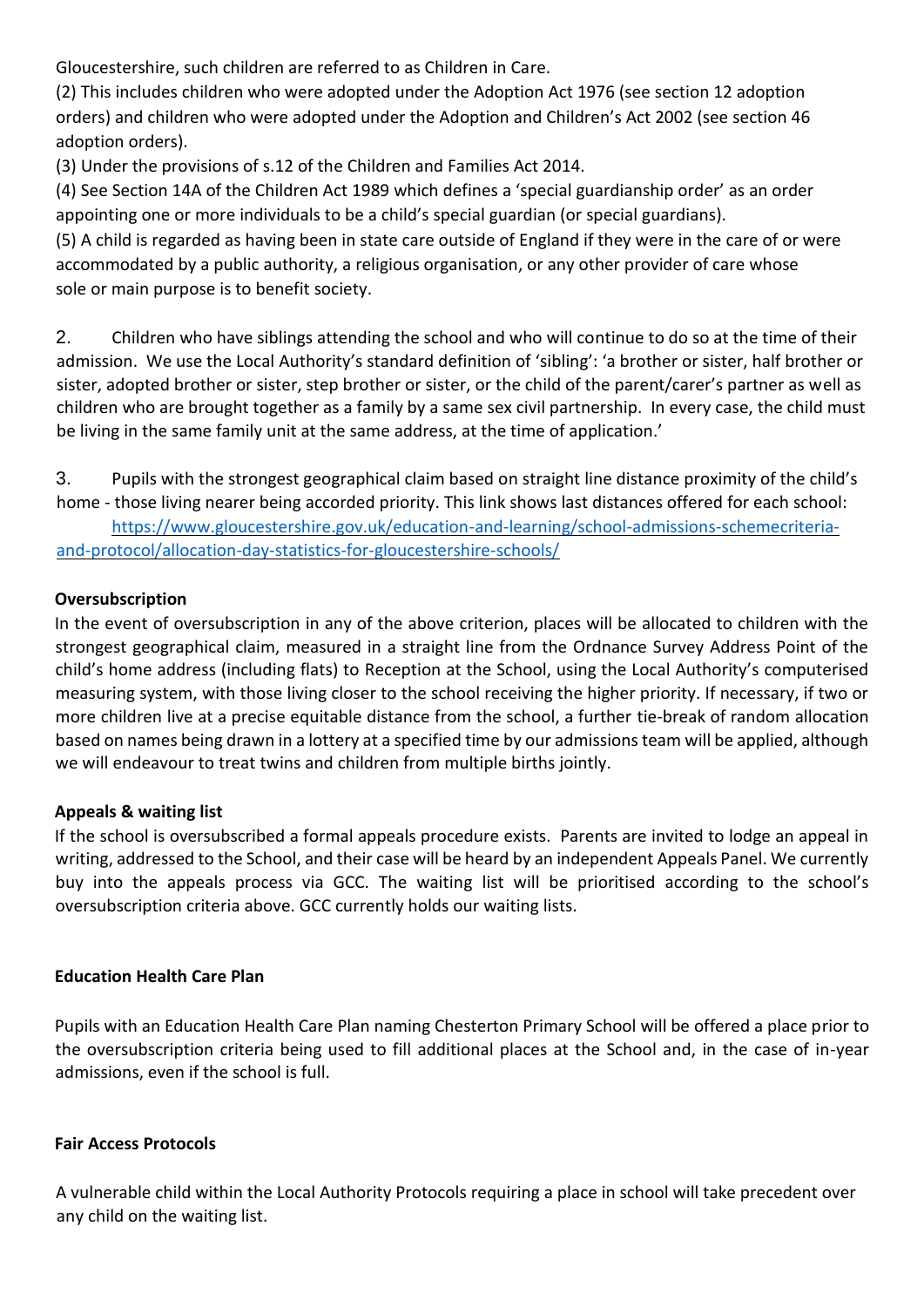Gloucestershire, such children are referred to as Children in Care.

(2) This includes children who were adopted under the Adoption Act 1976 (see section 12 adoption orders) and children who were adopted under the Adoption and Children's Act 2002 (see section 46 adoption orders).

(3) Under the provisions of s.12 of the Children and Families Act 2014.

(4) See Section 14A of the Children Act 1989 which defines a 'special guardianship order' as an order appointing one or more individuals to be a child's special guardian (or special guardians).

(5) A child is regarded as having been in state care outside of England if they were in the care of or were accommodated by a public authority, a religious organisation, or any other provider of care whose sole or main purpose is to benefit society.

2. Children who have siblings attending the school and who will continue to do so at the time of their admission. We use the Local Authority's standard definition of 'sibling': 'a brother or sister, half brother or sister, adopted brother or sister, step brother or sister, or the child of the parent/carer's partner as well as children who are brought together as a family by a same sex civil partnership. In every case, the child must be living in the same family unit at the same address, at the time of application.'

3. Pupils with the strongest geographical claim based on straight line distance proximity of the child's home - those living nearer being accorded priority. This link shows last distances offered for each school: [https://www.gloucestershire.gov.uk/education-and-learning/school-admissions-schemecriteria-and-protocol/allocation-day-statistics-for-gloucestershire-schools/](https://www.gloucestershire.gov.uk/education-and-learning/school-admissions-schemecriteria-and-protocol/allocation-day-statistics-for-gloucestershire-schools/)

**Oversubscription**

In the event of oversubscription in any of the above criterion, places will be allocated to children with the strongest geographical claim, measured in a straight line from the Ordnance Survey Address Point of the child's home address (including flats) to Reception at the School, using the Local Authority's computerised measuring system, with those living closer to the school receiving the higher priority. If necessary, if two or more children live at a precise equitable distance from the school, a further tie-break of random allocation based on names being drawn in a lottery at a specified time by our admissions team will be applied, although we will endeavour to treat twins and children from multiple births jointly.

**Appeals & waiting list**

If the school is oversubscribed a formal appeals procedure exists. Parents are invited to lodge an appeal in writing, addressed to the School, and their case will be heard by an independent Appeals Panel. We currently buy into the appeals process via GCC. The waiting list will be prioritised according to the school's oversubscription criteria above. GCC currently holds our waiting lists.

**Education Health Care Plan**

Pupils with an Education Health Care Plan naming Chesterton Primary School will be offered a place prior to the oversubscription criteria being used to fill additional places at the School and, in the case of in-year admissions, even if the school is full.

**Fair Access Protocols**

A vulnerable child within the Local Authority Protocols requiring a place in school will take precedent over any child on the waiting list.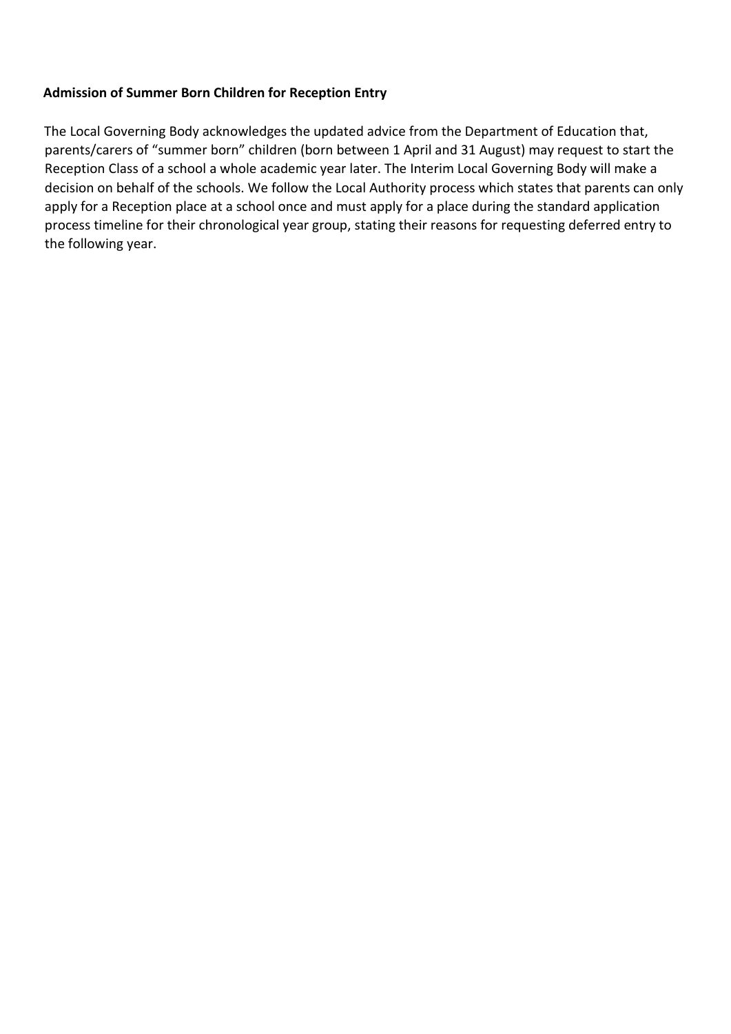**Admission of Summer Born Children for Reception Entry**

The Local Governing Body acknowledges the updated advice from the Department of Education that, parents/carers of "summer born" children (born between 1 April and 31 August) may request to start the Reception Class of a school a whole academic year later. The Interim Local Governing Body will make a decision on behalf of the schools. We follow the Local Authority process which states that parents can only apply for a Reception place at a school once and must apply for a place during the standard application process timeline for their chronological year group, stating their reasons for requesting deferred entry to the following year.